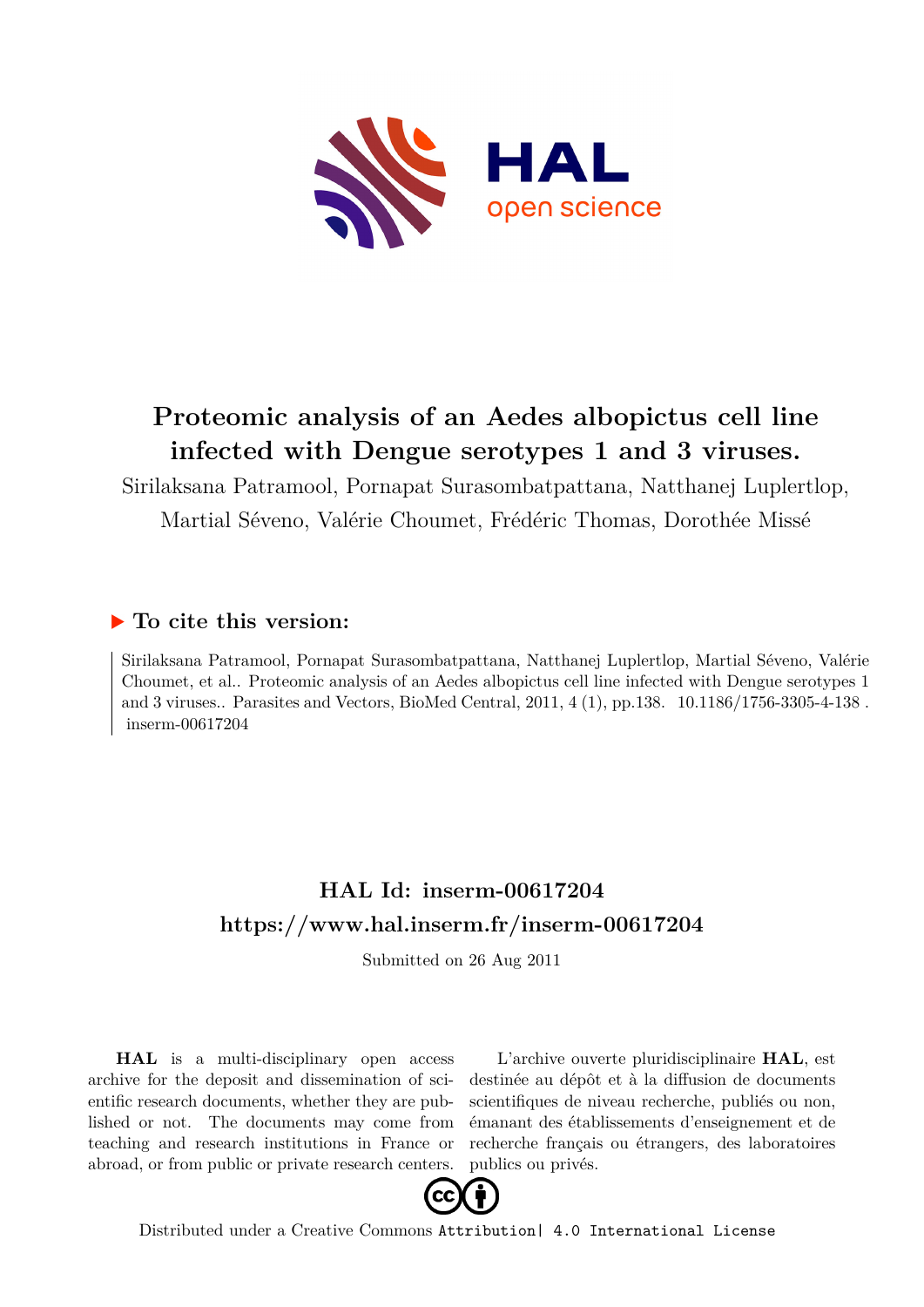# Proteomic analysis of an Aedes albopictus cell line infected with Dengue serotypes 1 and 3 viruses.

Sirilaksana Patramool, Pornapat Surasombatpattana, Natthanej Luplertlop, Martial Séveno, Valérie Choumet, Frédéric Thomas, Dorothée Missé

## ▶ To cite this version:

Sirilaksana Patramool, Pornapat Surasombatpattana, Natthanej Luplertlop, Martial Séveno, Valérie Choumet, et al.. Proteomic analysis of an Aedes albopictus cell line infected with Dengue serotypes 1 and 3 viruses.. Parasites and Vectors, BioMed Central, 2011, 4 (1), pp.138. 10.1186/1756-3305-4-138 . inserm-00617204

## HAL Id: inserm-00617204

## https://www.hal.inserm.fr/inserm-00617204

Submitted on 26 Aug 2011

**HAL** is a multi-disciplinary open access archive for the deposit and dissemination of scientific research documents, whether they are published or not. The documents may come from teaching and research institutions in France or abroad, or from public or private research centers.

L'archive ouverte pluridisciplinaire **HAL**, est destinée au dépôt et à la diffusion de documents scientifiques de niveau recherche, publiés ou non, émanant des établissements d'enseignement et de recherche français ou étrangers, des laboratoires publics ou privés.

Distributed under a Creative Commons Attribution| 4.0 International License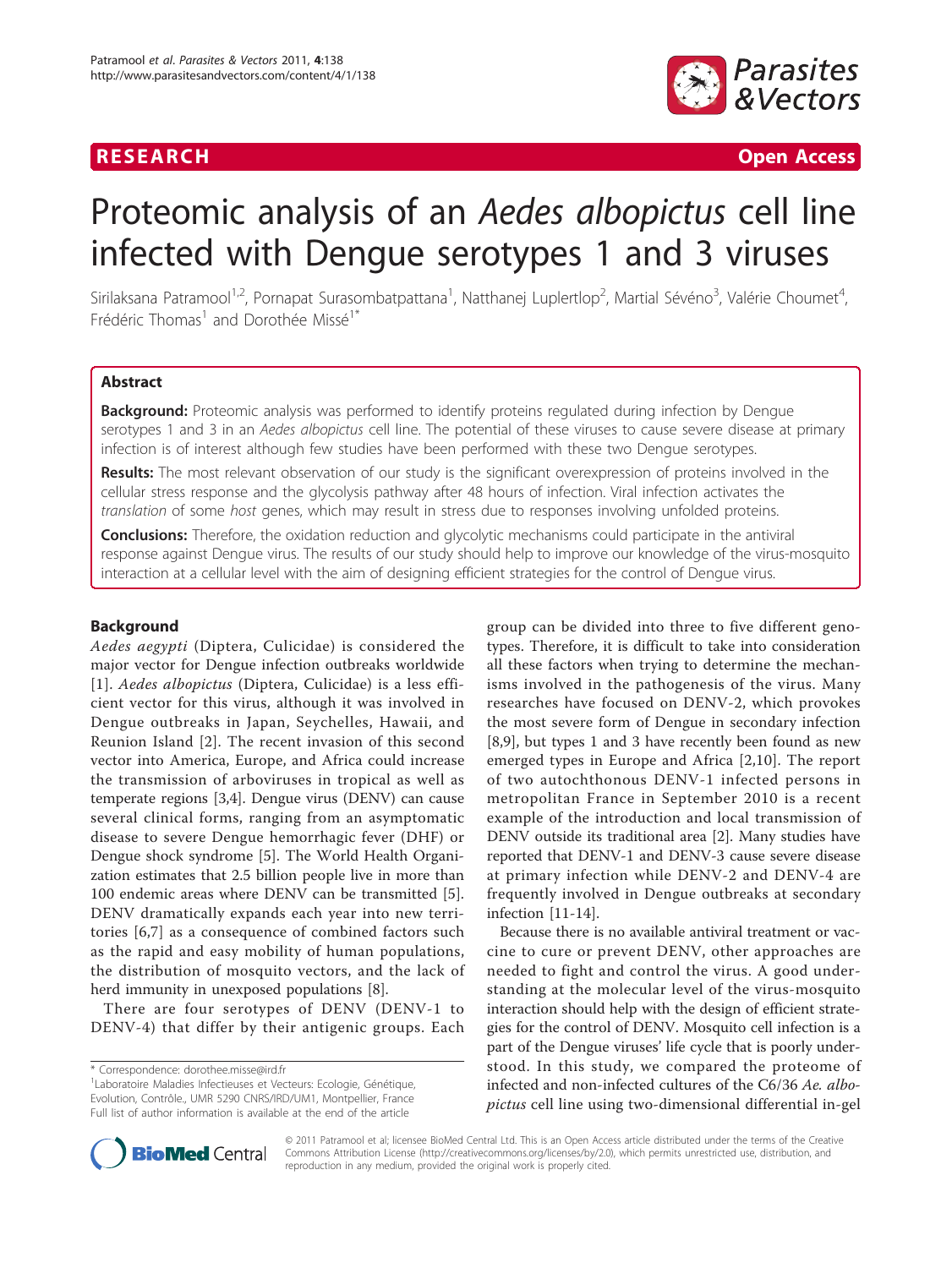# Proteomic analysis of an *Aedes albopictus* cell line infected with Dengue serotypes 1 and 3 viruses

Sirilaksana Patramool[1,2], Pornapat Surasombatpattana[1], Natthanej Luplertlop[2], Martial Sévéno[3], Valérie Choumet[4], Frédéric Thomas[1] and Dorothée Missé[1*]

## Abstract

**Background:** Proteomic analysis was performed to identify proteins regulated during infection by Dengue serotypes 1 and 3 in an *Aedes albopictus* cell line. The potential of these viruses to cause severe disease at primary infection is of interest although few studies have been performed with these two Dengue serotypes.

**Results:** The most relevant observation of our study is the significant overexpression of proteins involved in the cellular stress response and the glycolysis pathway after 48 hours of infection. Viral infection activates the *translation* of some *host* genes, which may result in stress due to responses involving unfolded proteins.

**Conclusions:** Therefore, the oxidation reduction and glycolytic mechanisms could participate in the antiviral response against Dengue virus. The results of our study should help to improve our knowledge of the virus-mosquito interaction at a cellular level with the aim of designing efficient strategies for the control of Dengue virus.

## Background

*Aedes aegypti* (Diptera, Culicidae) is considered the major vector for Dengue infection outbreaks worldwide [1]. *Aedes albopictus* (Diptera, Culicidae) is a less efficient vector for this virus, although it was involved in Dengue outbreaks in Japan, Seychelles, Hawaii, and Reunion Island [2]. The recent invasion of this second vector into America, Europe, and Africa could increase the transmission of arboviruses in tropical as well as temperate regions [3,4]. Dengue virus (DENV) can cause several clinical forms, ranging from an asymptomatic disease to severe Dengue hemorrhagic fever (DHF) or Dengue shock syndrome [5]. The World Health Organization estimates that 2.5 billion people live in more than 100 endemic areas where DENV can be transmitted [5]. DENV dramatically expands each year into new territories [6,7] as a consequence of combined factors such as the rapid and easy mobility of human populations, the distribution of mosquito vectors, and the lack of herd immunity in unexposed populations [8].

There are four serotypes of DENV (DENV-1 to DENV-4) that differ by their antigenic groups. Each group can be divided into three to five different genotypes. Therefore, it is difficult to take into consideration all these factors when trying to determine the mechanisms involved in the pathogenesis of the virus. Many researches have focused on DENV-2, which provokes the most severe form of Dengue in secondary infection [8,9], but types 1 and 3 have recently been found as new emerged types in Europe and Africa [2,10]. The report of two autochthonous DENV-1 infected persons in metropolitan France in September 2010 is a recent example of the introduction and local transmission of DENV outside its traditional area [2]. Many studies have reported that DENV-1 and DENV-3 cause severe disease at primary infection while DENV-2 and DENV-4 are frequently involved in Dengue outbreaks at secondary infection [11-14].

Because there is no available antiviral treatment or vaccine to cure or prevent DENV, other approaches are needed to fight and control the virus. A good understanding at the molecular level of the virus-mosquito interaction should help with the design of efficient strategies for the control of DENV. Mosquito cell infection is a part of the Dengue viruses' life cycle that is poorly understood. In this study, we compared the proteome of infected and non-infected cultures of the C6/36 *Ae. albopictus* cell line using two-dimensional differential in-gel

\* Correspondence: dorothee.misse@ird.fr
[1]Laboratoire Maladies Infectieuses et Vecteurs: Ecologie, Génétique, Evolution, Contrôle, UMR 5290 CNRS/IRD/UM1, Montpellier, France
Full list of author information is available at the end of the article

© 2011 Patramool et al; licensee BioMed Central Ltd. This is an Open Access article distributed under the terms of the Creative Commons Attribution License (http://creativecommons.org/licenses/by/2.0), which permits unrestricted use, distribution, and reproduction in any medium, provided the original work is properly cited.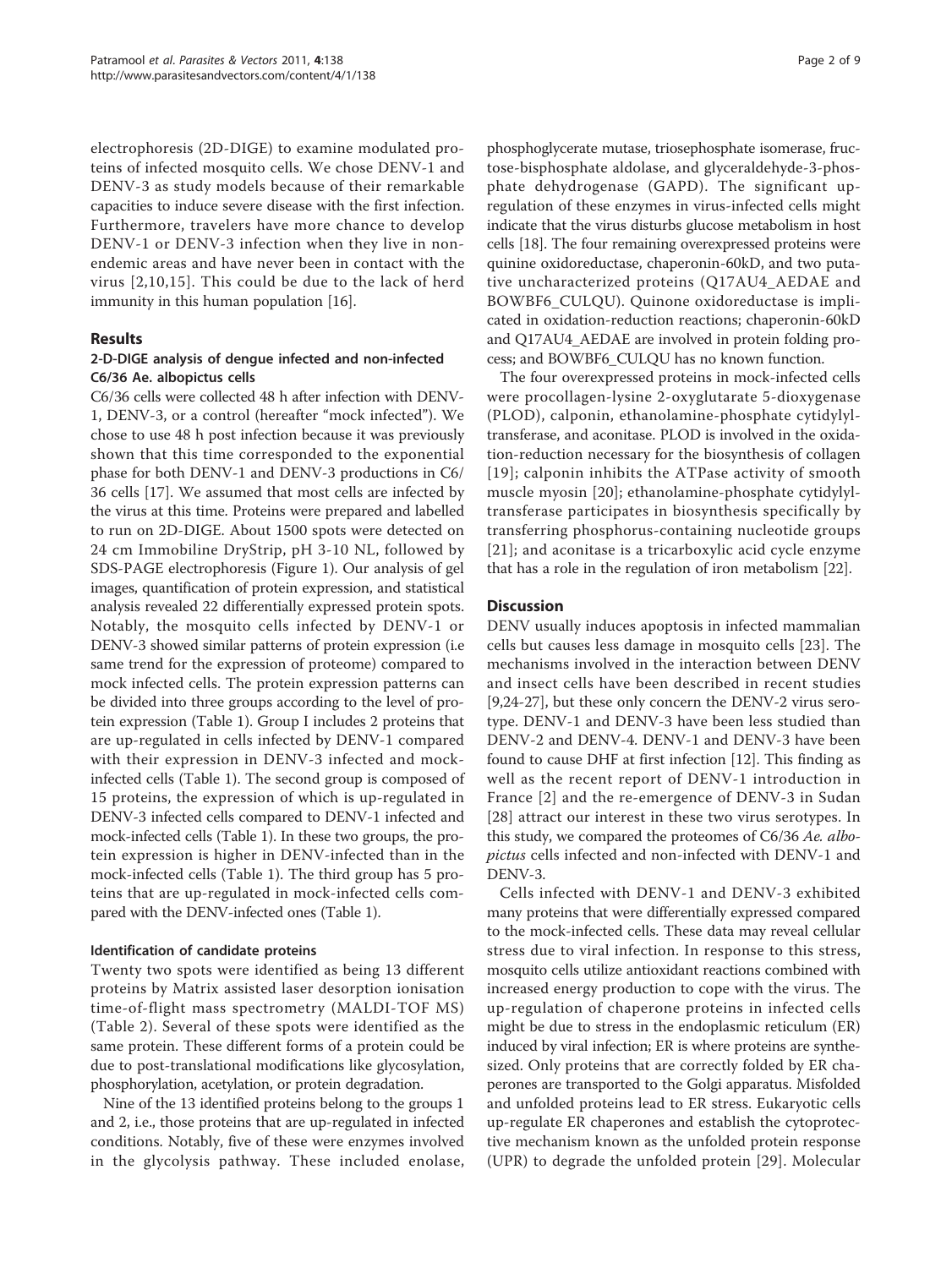electrophoresis (2D-DIGE) to examine modulated proteins of infected mosquito cells. We chose DENV-1 and DENV-3 as study models because of their remarkable capacities to induce severe disease with the first infection. Furthermore, travelers have more chance to develop DENV-1 or DENV-3 infection when they live in non-endemic areas and have never been in contact with the virus [2,10,15]. This could be due to the lack of herd immunity in this human population [16].

## Results

### 2-D-DIGE analysis of dengue infected and non-infected C6/36 Ae. albopictus cells

C6/36 cells were collected 48 h after infection with DENV-1, DENV-3, or a control (hereafter "mock infected"). We chose to use 48 h post infection because it was previously shown that this time corresponded to the exponential phase for both DENV-1 and DENV-3 productions in C6/36 cells [17]. We assumed that most cells are infected by the virus at this time. Proteins were prepared and labelled to run on 2D-DIGE. About 1500 spots were detected on 24 cm Immobiline DryStrip, pH 3-10 NL, followed by SDS-PAGE electrophoresis (Figure 1). Our analysis of gel images, quantification of protein expression, and statistical analysis revealed 22 differentially expressed protein spots. Notably, the mosquito cells infected by DENV-1 or DENV-3 showed similar patterns of protein expression (i.e same trend for the expression of proteome) compared to mock infected cells. The protein expression patterns can be divided into three groups according to the level of protein expression (Table 1). Group I includes 2 proteins that are up-regulated in cells infected by DENV-1 compared with their expression in DENV-3 infected and mock-infected cells (Table 1). The second group is composed of 15 proteins, the expression of which is up-regulated in DENV-3 infected cells compared to DENV-1 infected and mock-infected cells (Table 1). In these two groups, the protein expression is higher in DENV-infected than in the mock-infected cells (Table 1). The third group has 5 proteins that are up-regulated in mock-infected cells compared with the DENV-infected ones (Table 1).

### Identification of candidate proteins

Twenty two spots were identified as being 13 different proteins by Matrix assisted laser desorption ionisation time-of-flight mass spectrometry (MALDI-TOF MS) (Table 2). Several of these spots were identified as the same protein. These different forms of a protein could be due to post-translational modifications like glycosylation, phosphorylation, acetylation, or protein degradation.

Nine of the 13 identified proteins belong to the groups 1 and 2, i.e., those proteins that are up-regulated in infected conditions. Notably, five of these were enzymes involved in the glycolysis pathway. These included enolase, phosphoglycerate mutase, triosephosphate isomerase, fructose-bisphosphate aldolase, and glyceraldehyde-3-phosphate dehydrogenase (GAPD). The significant up-regulation of these enzymes in virus-infected cells might indicate that the virus disturbs glucose metabolism in host cells [18]. The four remaining overexpressed proteins were quinine oxidoreductase, chaperonin-60kD, and two putative uncharacterized proteins (Q17AU4_AEDAE and BOWBF6_CULQU). Quinone oxidoreductase is implicated in oxidation-reduction reactions; chaperonin-60kD and Q17AU4_AEDAE are involved in protein folding process; and BOWBF6_CULQU has no known function.

The four overexpressed proteins in mock-infected cells were procollagen-lysine 2-oxyglutarate 5-dioxygenase (PLOD), calponin, ethanolamine-phosphate cytidylyltransferase, and aconitase. PLOD is involved in the oxidation-reduction necessary for the biosynthesis of collagen [19]; calponin inhibits the ATPase activity of smooth muscle myosin [20]; ethanolamine-phosphate cytidylyltransferase participates in biosynthesis specifically by transferring phosphorus-containing nucleotide groups [21]; and aconitase is a tricarboxylic acid cycle enzyme that has a role in the regulation of iron metabolism [22].

## Discussion

DENV usually induces apoptosis in infected mammalian cells but causes less damage in mosquito cells [23]. The mechanisms involved in the interaction between DENV and insect cells have been described in recent studies [9,24-27], but these only concern the DENV-2 virus serotype. DENV-1 and DENV-3 have been less studied than DENV-2 and DENV-4. DENV-1 and DENV-3 have been found to cause DHF at first infection [12]. This finding as well as the recent report of DENV-1 introduction in France [2] and the re-emergence of DENV-3 in Sudan [28] attract our interest in these two virus serotypes. In this study, we compared the proteomes of C6/36 *Ae. albopictus* cells infected and non-infected with DENV-1 and DENV-3.

Cells infected with DENV-1 and DENV-3 exhibited many proteins that were differentially expressed compared to the mock-infected cells. These data may reveal cellular stress due to viral infection. In response to this stress, mosquito cells utilize antioxidant reactions combined with increased energy production to cope with the virus. The up-regulation of chaperone proteins in infected cells might be due to stress in the endoplasmic reticulum (ER) induced by viral infection; ER is where proteins are synthesized. Only proteins that are correctly folded by ER chaperones are transported to the Golgi apparatus. Misfolded and unfolded proteins lead to ER stress. Eukaryotic cells up-regulate ER chaperones and establish the cytoprotective mechanism known as the unfolded protein response (UPR) to degrade the unfolded protein [29]. Molecular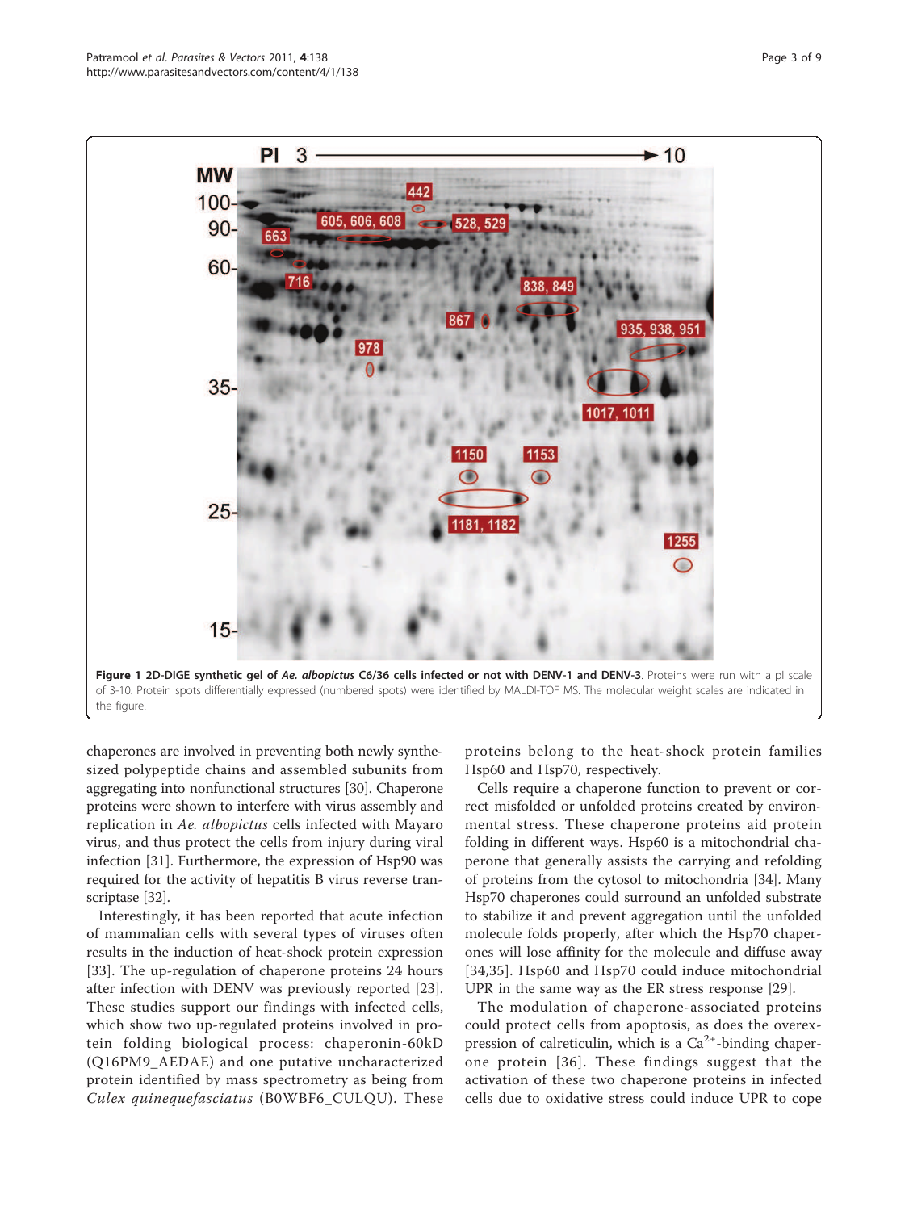**Figure 1 2D-DIGE synthetic gel of *Ae. albopictus* C6/36 cells infected or not with DENV-1 and DENV-3**. Proteins were run with a pI scale of 3-10. Protein spots differentially expressed (numbered spots) were identified by MALDI-TOF MS. The molecular weight scales are indicated in the figure.

chaperones are involved in preventing both newly synthesized polypeptide chains and assembled subunits from aggregating into nonfunctional structures [30]. Chaperone proteins were shown to interfere with virus assembly and replication in *Ae. albopictus* cells infected with Mayaro virus, and thus protect the cells from injury during viral infection [31]. Furthermore, the expression of Hsp90 was required for the activity of hepatitis B virus reverse transcriptase [32].

Interestingly, it has been reported that acute infection of mammalian cells with several types of viruses often results in the induction of heat-shock protein expression [33]. The up-regulation of chaperone proteins 24 hours after infection with DENV was previously reported [23]. These studies support our findings with infected cells, which show two up-regulated proteins involved in protein folding biological process: chaperonin-60kD (Q16PM9_AEDAE) and one putative uncharacterized protein identified by mass spectrometry as being from *Culex quinquefasciatus* (B0WBF6_CULQU). These proteins belong to the heat-shock protein families Hsp60 and Hsp70, respectively.

Cells require a chaperone function to prevent or correct misfolded or unfolded proteins created by environmental stress. These chaperone proteins aid protein folding in different ways. Hsp60 is a mitochondrial chaperone that generally assists the carrying and refolding of proteins from the cytosol to mitochondria [34]. Many Hsp70 chaperones could surround an unfolded substrate to stabilize it and prevent aggregation until the unfolded molecule folds properly, after which the Hsp70 chaperones will lose affinity for the molecule and diffuse away [34,35]. Hsp60 and Hsp70 could induce mitochondrial UPR in the same way as the ER stress response [29].

The modulation of chaperone-associated proteins could protect cells from apoptosis, as does the overexpression of calreticulin, which is a $Ca^{2+}$-binding chaperone protein [36]. These findings suggest that the activation of these two chaperone proteins in infected cells due to oxidative stress could induce UPR to cope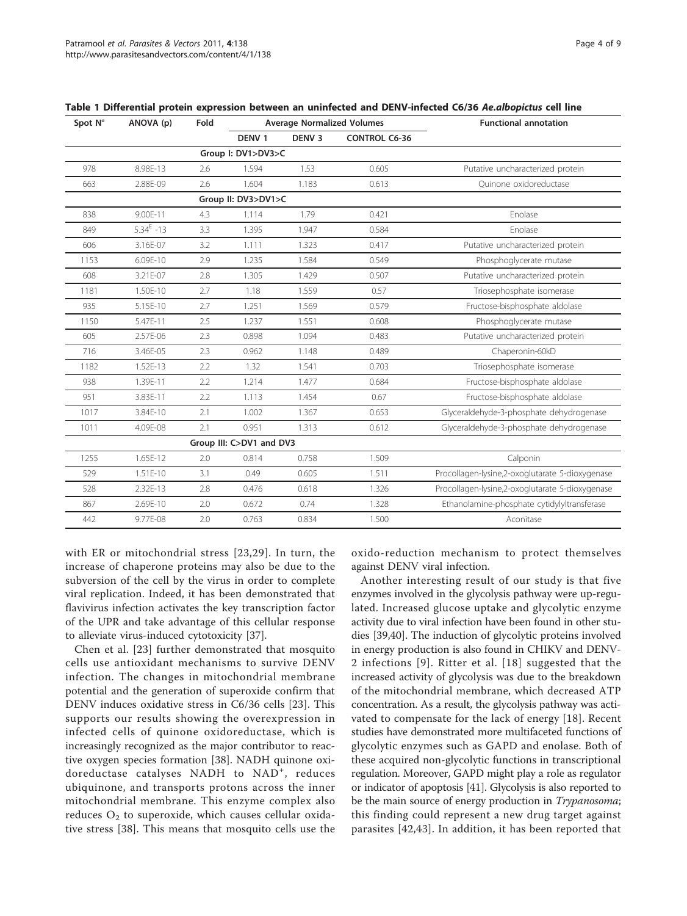**Table 1 Differential protein expression between an uninfected and DENV-infected C6/36 *Ae.albopictus* cell line**

| Spot N° | ANOVA (p) | Fold | Average Normalized Volumes | | | Functional annotation |
|---|---|---|---|---|---|---|
| | | | DENV 1 | DENV 3 | CONTROL C6-36 | |
| **Group I: DV1>DV3>C** | | | | | | |
| 978 | 8.98E-13 | 2.6 | 1.594 | 1.53 | 0.605 | Putative uncharacterized protein |
| 663 | 2.88E-09 | 2.6 | 1.604 | 1.183 | 0.613 | Quinone oxidoreductase |
| **Group II: DV3>DV1>C** | | | | | | |
| 838 | 9.00E-11 | 4.3 | 1.114 | 1.79 | 0.421 | Enolase |
| 849 | $5.34^{E}$ -13 | 3.3 | 1.395 | 1.947 | 0.584 | Enolase |
| 606 | 3.16E-07 | 3.2 | 1.111 | 1.323 | 0.417 | Putative uncharacterized protein |
| 1153 | 6.09E-10 | 2.9 | 1.235 | 1.584 | 0.549 | Phosphoglycerate mutase |
| 608 | 3.21E-07 | 2.8 | 1.305 | 1.429 | 0.507 | Putative uncharacterized protein |
| 1181 | 1.50E-10 | 2.7 | 1.18 | 1.559 | 0.57 | Triosephosphate isomerase |
| 935 | 5.15E-10 | 2.7 | 1.251 | 1.569 | 0.579 | Fructose-bisphosphate aldolase |
| 1150 | 5.47E-11 | 2.5 | 1.237 | 1.551 | 0.608 | Phosphoglycerate mutase |
| 605 | 2.57E-06 | 2.3 | 0.898 | 1.094 | 0.483 | Putative uncharacterized protein |
| 716 | 3.46E-05 | 2.3 | 0.962 | 1.148 | 0.489 | Chaperonin-60kD |
| 1182 | 1.52E-13 | 2.2 | 1.32 | 1.541 | 0.703 | Triosephosphate isomerase |
| 938 | 1.39E-11 | 2.2 | 1.214 | 1.477 | 0.684 | Fructose-bisphosphate aldolase |
| 951 | 3.83E-11 | 2.2 | 1.113 | 1.454 | 0.67 | Fructose-bisphosphate aldolase |
| 1017 | 3.84E-10 | 2.1 | 1.002 | 1.367 | 0.653 | Glyceraldehyde-3-phosphate dehydrogenase |
| 1011 | 4.09E-08 | 2.1 | 0.951 | 1.313 | 0.612 | Glyceraldehyde-3-phosphate dehydrogenase |
| **Group III: C>DV1 and DV3** | | | | | | |
| 1255 | 1.65E-12 | 2.0 | 0.814 | 0.758 | 1.509 | Calponin |
| 529 | 1.51E-10 | 3.1 | 0.49 | 0.605 | 1.511 | Procollagen-lysine,2-oxoglutarate 5-dioxygenase |
| 528 | 2.32E-13 | 2.8 | 0.476 | 0.618 | 1.326 | Procollagen-lysine,2-oxoglutarate 5-dioxygenase |
| 867 | 2.69E-10 | 2.0 | 0.672 | 0.74 | 1.328 | Ethanolamine-phosphate cytidylyltransferase |
| 442 | 9.77E-08 | 2.0 | 0.763 | 0.834 | 1.500 | Aconitase |

with ER or mitochondrial stress [23,29]. In turn, the increase of chaperone proteins may also be due to the subversion of the cell by the virus in order to complete viral replication. Indeed, it has been demonstrated that flavivirus infection activates the key transcription factor of the UPR and take advantage of this cellular response to alleviate virus-induced cytotoxicity [37].

Chen et al. [23] further demonstrated that mosquito cells use antioxidant mechanisms to survive DENV infection. The changes in mitochondrial membrane potential and the generation of superoxide confirm that DENV induces oxidative stress in C6/36 cells [23]. This supports our results showing the overexpression in infected cells of quinone oxidoreductase, which is increasingly recognized as the major contributor to reactive oxygen species formation [38]. NADH quinone oxidoreductase catalyses NADH to $NAD^+$, reduces ubiquinone, and transports protons across the inner mitochondrial membrane. This enzyme complex also reduces $O_2$ to superoxide, which causes cellular oxidative stress [38]. This means that mosquito cells use the oxido-reduction mechanism to protect themselves against DENV viral infection.

Another interesting result of our study is that five enzymes involved in the glycolysis pathway were up-regulated. Increased glucose uptake and glycolytic enzyme activity due to viral infection have been found in other studies [39,40]. The induction of glycolytic proteins involved in energy production is also found in CHIKV and DENV-2 infections [9]. Ritter et al. [18] suggested that the increased activity of glycolysis was due to the breakdown of the mitochondrial membrane, which decreased ATP concentration. As a result, the glycolysis pathway was activated to compensate for the lack of energy [18]. Recent studies have demonstrated more multifaceted functions of glycolytic enzymes such as GAPD and enolase. Both of these acquired non-glycolytic functions in transcriptional regulation. Moreover, GAPD might play a role as regulator or indicator of apoptosis [41]. Glycolysis is also reported to be the main source of energy production in *Trypanosoma*; this finding could represent a new drug target against parasites [42,43]. In addition, it has been reported that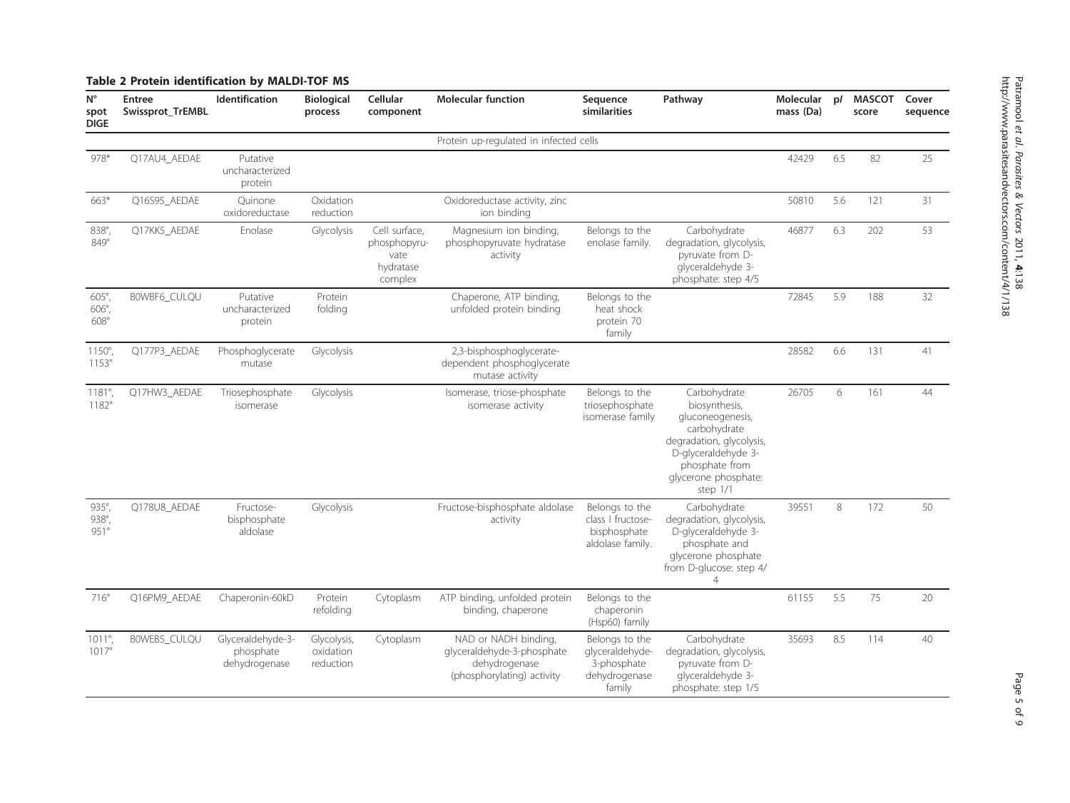**Table 2 Protein identification by MALDI-TOF MS**

| N° spot DIGE | Entree Swissprot_TrEMBL | Identification | Biological process | Cellular component | Molecular function | Sequence similarities | Pathway | Molecular mass (Da) | pI | MASCOT score | Cover sequence |
|---|---|---|---|---|---|---|---|---|---|---|---|
| | | | | | Protein up-regulated in infected cells | | | | | | |
| 978* | Q17AU4_AEDAE | Putative uncharacterized protein | | | | | | 42429 | 6.5 | 82 | 25 |
| 663* | Q16S95_AEDAE | Quinone oxidoreductase | Oxidation reduction | | Oxidoreductase activity, zinc ion binding | | | 50810 | 5.6 | 121 | 31 |
| 838°, 849° | Q17KK5_AEDAE | Enolase | Glycolysis | Cell surface, phosphopyruvate hydratase complex | Magnesium ion binding, phosphopyruvate hydratase activity | Belongs to the enolase family. | Carbohydrate degradation, glycolysis, pyruvate from D-glyceraldehyde 3-phosphate: step 4/5 | 46877 | 6.3 | 202 | 53 |
| 605°, 606°, 608° | B0WBF6_CULQU | Putative uncharacterized protein | Protein folding | | Chaperone, ATP binding, unfolded protein binding | Belongs to the heat shock protein 70 family | | 72845 | 5.9 | 188 | 32 |
| 1150°, 1153° | Q177P3_AEDAE | Phosphoglycerate mutase | Glycolysis | | 2,3-bisphosphoglycerate-dependent phosphoglycerate mutase activity | | | 28582 | 6.6 | 131 | 41 |
| 1181°, 1182° | Q17HW3_AEDAE | Triosephosphate isomerase | Glycolysis | | Isomerase, triose-phosphate isomerase activity | Belongs to the triosephosphate isomerase family | Carbohydrate biosynthesis, gluconeogenesis, carbohydrate degradation, glycolysis, D-glyceraldehyde 3-phosphate from glycerone phosphate: step 1/1 | 26705 | 6 | 161 | 44 |
| 935°, 938°, 951° | Q178U8_AEDAE | Fructose-bisphosphate aldolase | Glycolysis | | Fructose-bisphosphate aldolase activity | Belongs to the class I fructose-bisphosphate aldolase family. | Carbohydrate degradation, glycolysis, D-glyceraldehyde 3-phosphate and glycerone phosphate from D-glucose: step 4/4 | 39551 | 8 | 172 | 50 |
| 716° | Q16PM9_AEDAE | Chaperonin-60kD | Protein refolding | Cytoplasm | ATP binding, unfolded protein binding, chaperone | Belongs to the chaperonin (Hsp60) family | | 61155 | 5.5 | 75 | 20 |
| 1011°, 1017° | B0WEB5_CULQU | Glyceraldehyde-3-phosphate dehydrogenase | Glycolysis, oxidation reduction | Cytoplasm | NAD or NADH binding, glyceraldehyde-3-phosphate dehydrogenase (phosphorylating) activity | Belongs to the glyceraldehyde-3-phosphate dehydrogenase family | Carbohydrate degradation, glycolysis, pyruvate from D-glyceraldehyde 3-phosphate: step 1/5 | 35693 | 8.5 | 114 | 40 |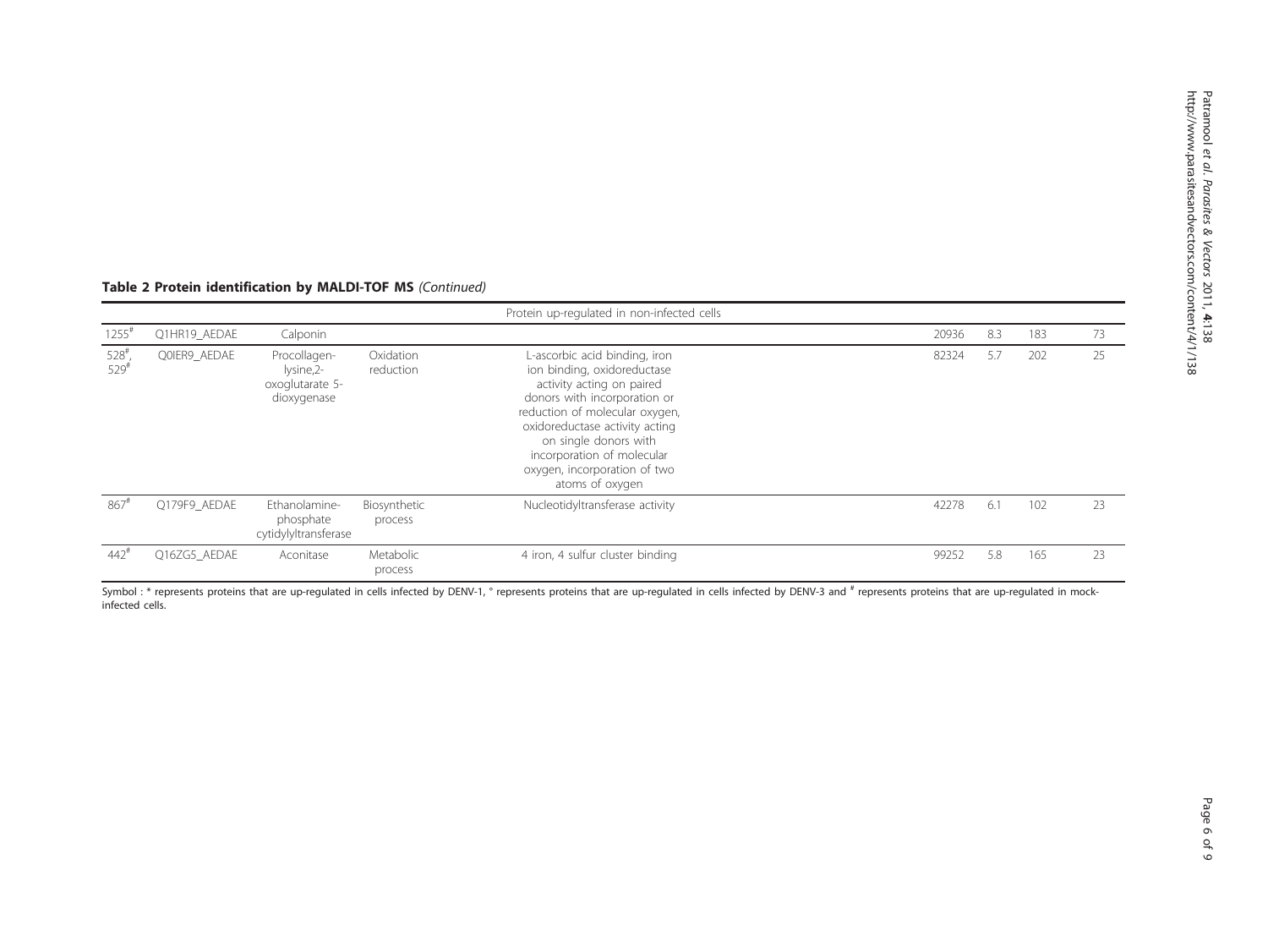**Table 2 Protein identification by MALDI-TOF MS** *(Continued)*

| | | | | | | | | |
|---|---|---|---|---|---|---|---|---|
| | | | | Protein up-regulated in non-infected cells | | | | |
| 1255[#] | Q1HR19_AEDAE | Calponin | | | 20936 | 8.3 | 183 | 73 |
| 528[#], 529[#] | Q0IER9_AEDAE | Procollagen-lysine,2-oxoglutarate 5-dioxygenase | Oxidation reduction | L-ascorbic acid binding, iron ion binding, oxidoreductase activity acting on paired donors with incorporation or reduction of molecular oxygen, oxidoreductase activity acting on single donors with incorporation of molecular oxygen, incorporation of two atoms of oxygen | 82324 | 5.7 | 202 | 25 |
| 867[#] | Q179F9_AEDAE | Ethanolamine-phosphate cytidylyltransferase | Biosynthetic process | Nucleotidyltransferase activity | 42278 | 6.1 | 102 | 23 |
| 442[#] | Q16ZG5_AEDAE | Aconitase | Metabolic process | 4 iron, 4 sulfur cluster binding | 99252 | 5.8 | 165 | 23 |

Symbol : * represents proteins that are up-regulated in cells infected by DENV-1, ° represents proteins that are up-regulated in cells infected by DENV-3 and # represents proteins that are up-regulated in mock-infected cells.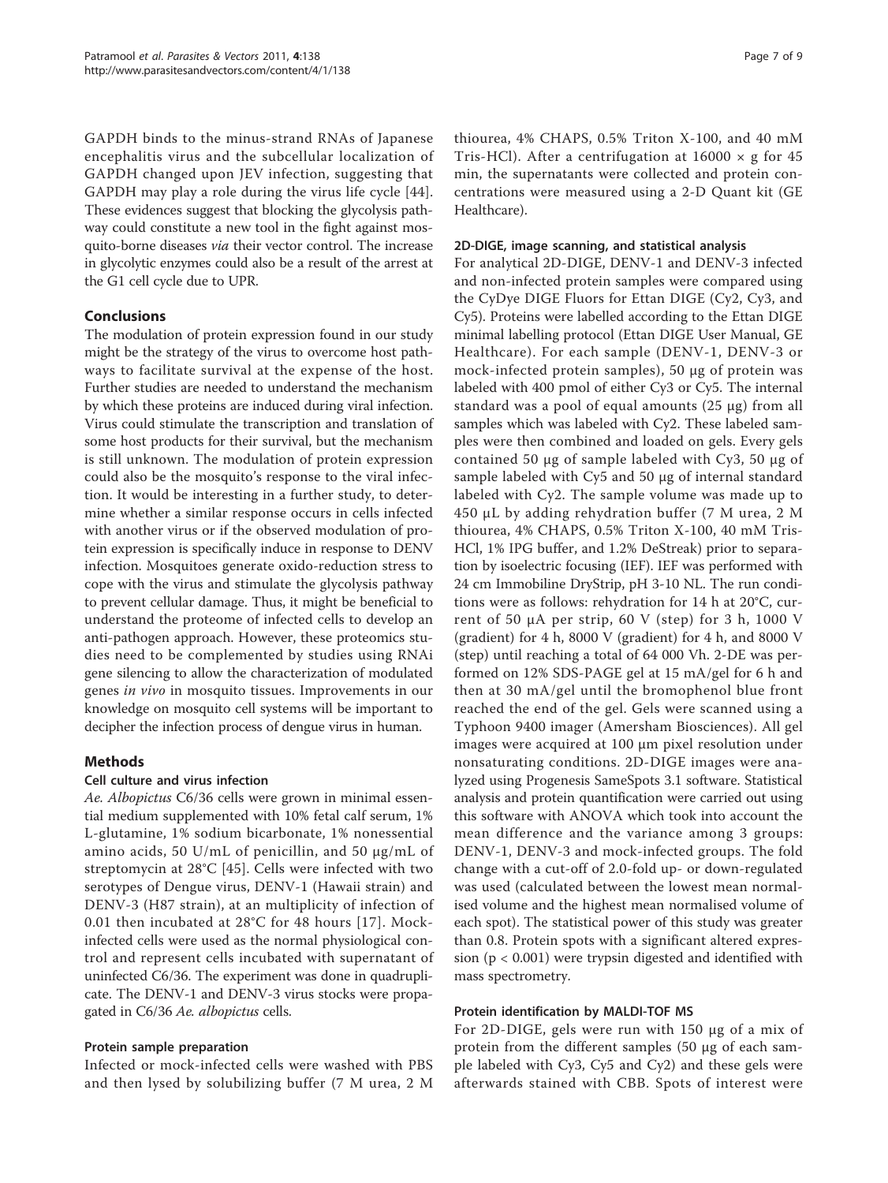GAPDH binds to the minus-strand RNAs of Japanese encephalitis virus and the subcellular localization of GAPDH changed upon JEV infection, suggesting that GAPDH may play a role during the virus life cycle [44]. These evidences suggest that blocking the glycolysis pathway could constitute a new tool in the fight against mosquito-borne diseases *via* their vector control. The increase in glycolytic enzymes could also be a result of the arrest at the G1 cell cycle due to UPR.

## Conclusions

The modulation of protein expression found in our study might be the strategy of the virus to overcome host pathways to facilitate survival at the expense of the host. Further studies are needed to understand the mechanism by which these proteins are induced during viral infection. Virus could stimulate the transcription and translation of some host products for their survival, but the mechanism is still unknown. The modulation of protein expression could also be the mosquito's response to the viral infection. It would be interesting in a further study, to determine whether a similar response occurs in cells infected with another virus or if the observed modulation of protein expression is specifically induce in response to DENV infection. Mosquitoes generate oxido-reduction stress to cope with the virus and stimulate the glycolysis pathway to prevent cellular damage. Thus, it might be beneficial to understand the proteome of infected cells to develop an anti-pathogen approach. However, these proteomics studies need to be complemented by studies using RNAi gene silencing to allow the characterization of modulated genes *in vivo* in mosquito tissues. Improvements in our knowledge on mosquito cell systems will be important to decipher the infection process of dengue virus in human.

## Methods

### Cell culture and virus infection

*Ae. Albopictus* C6/36 cells were grown in minimal essential medium supplemented with 10% fetal calf serum, 1% L-glutamine, 1% sodium bicarbonate, 1% nonessential amino acids, 50 U/mL of penicillin, and 50 μg/mL of streptomycin at 28°C [45]. Cells were infected with two serotypes of Dengue virus, DENV-1 (Hawaii strain) and DENV-3 (H87 strain), at an multiplicity of infection of 0.01 then incubated at 28°C for 48 hours [17]. Mock-infected cells were used as the normal physiological control and represent cells incubated with supernatant of uninfected C6/36. The experiment was done in quadruplicate. The DENV-1 and DENV-3 virus stocks were propagated in C6/36 *Ae. albopictus* cells.

### Protein sample preparation

Infected or mock-infected cells were washed with PBS and then lysed by solubilizing buffer (7 M urea, 2 M thiourea, 4% CHAPS, 0.5% Triton X-100, and 40 mM Tris-HCl). After a centrifugation at 16000 × g for 45 min, the supernatants were collected and protein concentrations were measured using a 2-D Quant kit (GE Healthcare).

### 2D-DIGE, image scanning, and statistical analysis

For analytical 2D-DIGE, DENV-1 and DENV-3 infected and non-infected protein samples were compared using the CyDye DIGE Fluors for Ettan DIGE (Cy2, Cy3, and Cy5). Proteins were labelled according to the Ettan DIGE minimal labelling protocol (Ettan DIGE User Manual, GE Healthcare). For each sample (DENV-1, DENV-3 or mock-infected protein samples), 50 μg of protein was labeled with 400 pmol of either Cy3 or Cy5. The internal standard was a pool of equal amounts (25 μg) from all samples which was labeled with Cy2. These labeled samples were then combined and loaded on gels. Every gels contained 50 μg of sample labeled with Cy3, 50 μg of sample labeled with Cy5 and 50 μg of internal standard labeled with Cy2. The sample volume was made up to 450 μL by adding rehydration buffer (7 M urea, 2 M thiourea, 4% CHAPS, 0.5% Triton X-100, 40 mM Tris-HCl, 1% IPG buffer, and 1.2% DeStreak) prior to separation by isoelectric focusing (IEF). IEF was performed with 24 cm Immobiline DryStrip, pH 3-10 NL. The run conditions were as follows: rehydration for 14 h at 20°C, current of 50 μA per strip, 60 V (step) for 3 h, 1000 V (gradient) for 4 h, 8000 V (gradient) for 4 h, and 8000 V (step) until reaching a total of 64 000 Vh. 2-DE was performed on 12% SDS-PAGE gel at 15 mA/gel for 6 h and then at 30 mA/gel until the bromophenol blue front reached the end of the gel. Gels were scanned using a Typhoon 9400 imager (Amersham Biosciences). All gel images were acquired at 100 μm pixel resolution under nonsaturating conditions. 2D-DIGE images were analyzed using Progenesis SameSpots 3.1 software. Statistical analysis and protein quantification were carried out using this software with ANOVA which took into account the mean difference and the variance among 3 groups: DENV-1, DENV-3 and mock-infected groups. The fold change with a cut-off of 2.0-fold up- or down-regulated was used (calculated between the lowest mean normalised volume and the highest mean normalised volume of each spot). The statistical power of this study was greater than 0.8. Protein spots with a significant altered expression ($p < 0.001$) were trypsin digested and identified with mass spectrometry.

### Protein identification by MALDI-TOF MS

For 2D-DIGE, gels were run with 150 μg of a mix of protein from the different samples (50 μg of each sample labeled with Cy3, Cy5 and Cy2) and these gels were afterwards stained with CBB. Spots of interest were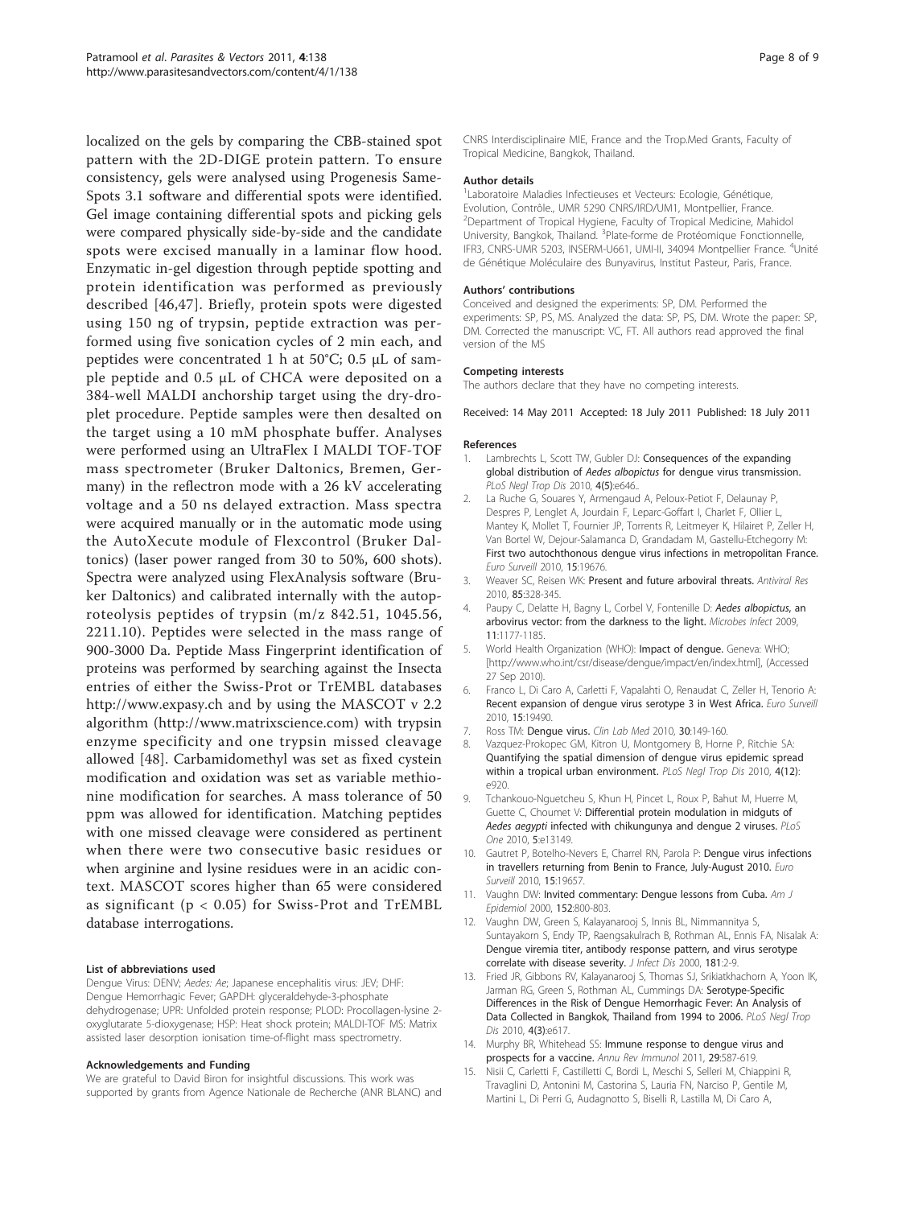localized on the gels by comparing the CBB-stained spot pattern with the 2D-DIGE protein pattern. To ensure consistency, gels were analysed using Progenesis Same-Spots 3.1 software and differential spots were identified. Gel image containing differential spots and picking gels were compared physically side-by-side and the candidate spots were excised manually in a laminar flow hood. Enzymatic in-gel digestion through peptide spotting and protein identification was performed as previously described [46,47]. Briefly, protein spots were digested using 150 ng of trypsin, peptide extraction was performed using five sonication cycles of 2 min each, and peptides were concentrated 1 h at 50°C; 0.5 µL of sample peptide and 0.5 µL of CHCA were deposited on a 384-well MALDI anchorship target using the dry-droplet procedure. Peptide samples were then desalted on the target using a 10 mM phosphate buffer. Analyses were performed using an UltraFlex I MALDI TOF-TOF mass spectrometer (Bruker Daltonics, Bremen, Germany) in the reflectron mode with a 26 kV accelerating voltage and a 50 ns delayed extraction. Mass spectra were acquired manually or in the automatic mode using the AutoXecute module of Flexcontrol (Bruker Daltonics) (laser power ranged from 30 to 50%, 600 shots). Spectra were analyzed using FlexAnalysis software (Bruker Daltonics) and calibrated internally with the autoproteolysis peptides of trypsin (m/z 842.51, 1045.56, 2211.10). Peptides were selected in the mass range of 900-3000 Da. Peptide Mass Fingerprint identification of proteins was performed by searching against the Insecta entries of either the Swiss-Prot or TrEMBL databases http://www.expasy.ch and by using the MASCOT v 2.2 algorithm (http://www.matrixscience.com) with trypsin enzyme specificity and one trypsin missed cleavage allowed [48]. Carbamidomethyl was set as fixed cysteine modification and oxidation was set as variable methionine modification for searches. A mass tolerance of 50 ppm was allowed for identification. Matching peptides with one missed cleavage were considered as pertinent when there were two consecutive basic residues or when arginine and lysine residues were in an acidic context. MASCOT scores higher than 65 were considered as significant ($p < 0.05$) for Swiss-Prot and TrEMBL database interrogations.

#### List of abbreviations used

Dengue Virus: DENV; *Aedes: Ae*; Japanese encephalitis virus: JEV; DHF: Dengue Hemorrhagic Fever; GAPDH: glyceraldehyde-3-phosphate dehydrogenase; UPR: Unfolded protein response; PLOD: Procollagen-lysine 2-oxyglutarate 5-dioxygenase; HSP: Heat shock protein; MALDI-TOF MS: Matrix assisted laser desorption ionisation time-of-flight mass spectrometry.

#### Acknowledgements and Funding

We are grateful to David Biron for insightful discussions. This work was supported by grants from Agence Nationale de Recherche (ANR BLANC) and CNRS Interdisciplinaire MIE, France and the Trop.Med Grants, Faculty of Tropical Medicine, Bangkok, Thailand.

#### Author details

[1]Laboratoire Maladies Infectieuses et Vecteurs: Ecologie, Génétique, Evolution, Contrôle., UMR 5290 CNRS/IRD/UM1, Montpellier, France. [2]Department of Tropical Hygiene, Faculty of Tropical Medicine, Mahidol University, Bangkok, Thailand. [3]Plate-forme de Protéomique Fonctionnelle, IFR3, CNRS-UMR 5203, INSERM-U661, UMI-II, 34094 Montpellier France. [4]Unité de Génétique Moléculaire des Bunyavirus, Institut Pasteur, Paris, France.

#### Authors' contributions

Conceived and designed the experiments: SP, DM. Performed the experiments: SP, PS, MS. Analyzed the data: SP, PS, DM. Wrote the paper: SP, DM. Corrected the manuscript: VC, FT. All authors read approved the final version of the MS

#### Competing interests

The authors declare that they have no competing interests.

Received: 14 May 2011 Accepted: 18 July 2011 Published: 18 July 2011

#### References

1. Lambrechts L, Scott TW, Gubler DJ: **Consequences of the expanding global distribution of *Aedes albopictus* for dengue virus transmission.** *PLoS Negl Trop Dis* 2010, **4(5)**:e646..
2. La Ruche G, Souares Y, Armengaud A, Peloux-Petiot F, Delaunay P, Despres P, Lenglet A, Jourdain F, Leparc-Goffart I, Charlet F, Ollier L, Mantey K, Mollet T, Fournier JP, Torrents R, Leitmeyer K, Hilairet P, Zeller H, Van Bortel W, Dejour-Salamanca D, Grandadam M, Gastellu-Etchegorry M: **First two autochthonous dengue virus infections in metropolitan France.** *Euro Surveill* 2010, **15**:19676.
3. Weaver SC, Reisen WK: **Present and future arboviral threats.** *Antiviral Res* 2010, **85**:328-345.
4. Paupy C, Delatte H, Bagny L, Corbel V, Fontenille D: ***Aedes albopictus*, an arbovirus vector: from the darkness to the light.** *Microbes Infect* 2009, **11**:1177-1185.
5. World Health Organization (WHO): **Impact of dengue.** Geneva: WHO; [http://www.who.int/csr/disease/dengue/impact/en/index.html], (Accessed 27 Sep 2010).
6. Franco L, Di Caro A, Carletti F, Vapalahti O, Renaudat C, Zeller H, Tenorio A: **Recent expansion of dengue virus serotype 3 in West Africa.** *Euro Surveill* 2010, **15**:19490.
7. Ross TM: **Dengue virus.** *Clin Lab Med* 2010, **30**:149-160.
8. Vazquez-Prokopec GM, Kitron U, Montgomery B, Horne P, Ritchie SA: **Quantifying the spatial dimension of dengue virus epidemic spread within a tropical urban environment.** *PLoS Negl Trop Dis* 2010, **4(12)**: e920.
9. Tchankouo-Nguetcheu S, Khun H, Pincet L, Roux P, Bahut M, Huerre M, Guette C, Choumet V: **Differential protein modulation in midguts of *Aedes aegypti* infected with chikungunya and dengue 2 viruses.** *PLoS One* 2010, **5**:e13149.
10. Gautret P, Botelho-Nevers E, Charrel RN, Parola P: **Dengue virus infections in travellers returning from Benin to France, July-August 2010.** *Euro Surveill* 2010, **15**:19657.
11. Vaughn DW: **Invited commentary: Dengue lessons from Cuba.** *Am J Epidemiol* 2000, **152**:800-803.
12. Vaughn DW, Green S, Kalayanarooj S, Innis BL, Nimmannitya S, Suntayakorn S, Endy TP, Raengsakulrach B, Rothman AL, Ennis FA, Nisalak A: **Dengue viremia titer, antibody response pattern, and virus serotype correlate with disease severity.** *J Infect Dis* 2000, **181**:2-9.
13. Fried JR, Gibbons RV, Kalayanarooj S, Thomas SJ, Srikiatkhachorn A, Yoon IK, Jarman RG, Green S, Rothman AL, Cummings DA: **Serotype-Specific Differences in the Risk of Dengue Hemorrhagic Fever: An Analysis of Data Collected in Bangkok, Thailand from 1994 to 2006.** *PLoS Negl Trop Dis* 2010, **4(3)**:e617.
14. Murphy BR, Whitehead SS: **Immune response to dengue virus and prospects for a vaccine.** *Annu Rev Immunol* 2011, **29**:587-619.
15. Nisii C, Carletti F, Castilletti C, Bordi L, Meschi S, Selleri M, Chiappini R, Travaglini D, Antonini M, Castorina S, Lauria FN, Narciso P, Gentile M, Martini L, Di Perri G, Audagnotto S, Biselli R, Lastilla M, Di Caro A,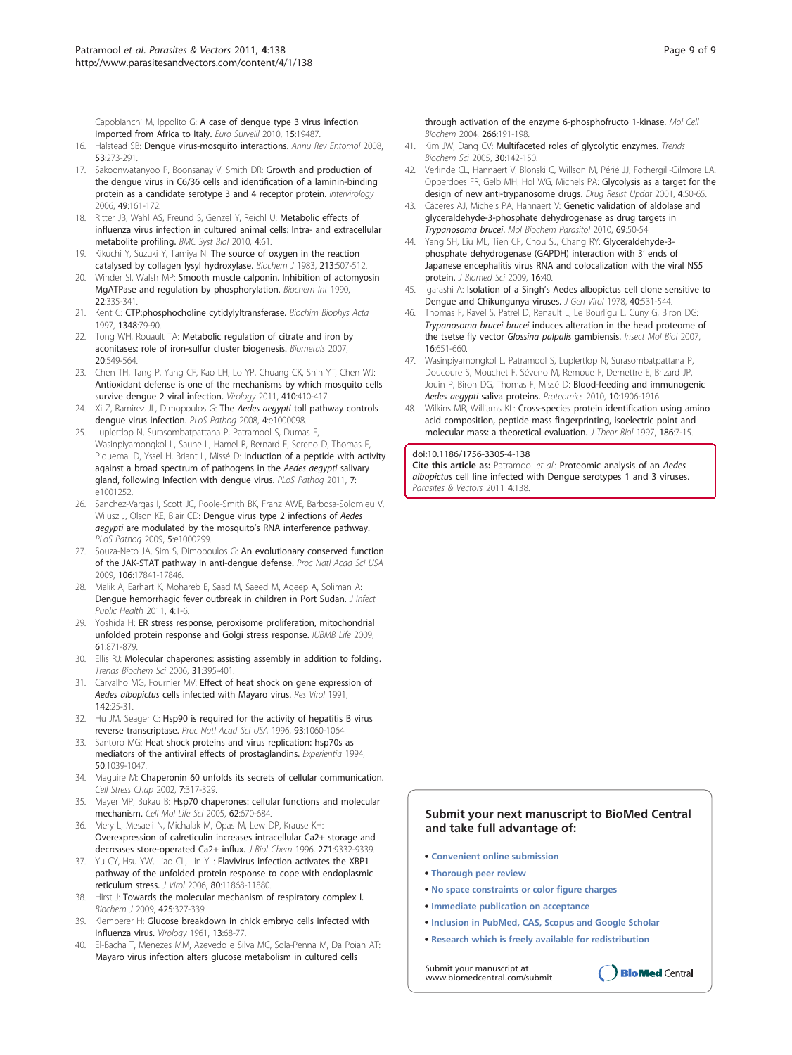Capobianchi M, Ippolito G: A case of dengue type 3 virus infection imported from Africa to Italy. *Euro Surveill* 2010, **15**:19487.

16. Halstead SB: Dengue virus-mosquito interactions. *Annu Rev Entomol* 2008, **53**:273-291.
17. Sakoonwatanyoo P, Boonsanay V, Smith DR: Growth and production of the dengue virus in C6/36 cells and identification of a laminin-binding protein as a candidate serotype 3 and 4 receptor protein. *Intervirology* 2006, **49**:161-172.
18. Ritter JB, Wahl AS, Freund S, Genzel Y, Reichl U: Metabolic effects of influenza virus infection in cultured animal cells: Intra- and extracellular metabolite profiling. *BMC Syst Biol* 2010, **4**:61.
19. Kikuchi Y, Suzuki Y, Tamiya N: The source of oxygen in the reaction catalysed by collagen lysyl hydroxylase. *Biochem J* 1983, **213**:507-512.
20. Winder SJ, Walsh MP: Smooth muscle calponin. Inhibition of actomyosin MgATPase and regulation by phosphorylation. *Biochem Int* 1990, **22**:335-341.
21. Kent C: CTP:phosphocholine cytidylyltransferase. *Biochim Biophys Acta* 1997, **1348**:79-90.
22. Tong WH, Rouault TA: Metabolic regulation of citrate and iron by aconitases: role of iron-sulfur cluster biogenesis. *Biometals* 2007, **20**:549-564.
23. Chen TH, Tang P, Yang CF, Kao LH, Lo YP, Chuang CK, Shih YT, Chen WJ: Antioxidant defense is one of the mechanisms by which mosquito cells survive dengue 2 viral infection. *Virology* 2011, **410**:410-417.
24. Xi Z, Ramirez JL, Dimopoulos G: The *Aedes aegypti* toll pathway controls dengue virus infection. *PLoS Pathog* 2008, **4**:e1000098.
25. Luplertlop N, Surasombatpattana P, Patramool S, Dumas E, Wasinpiyamongkol L, Saune L, Hamel R, Bernard E, Sereno D, Thomas F, Piquemal D, Yssel H, Briant L, Missé D: Induction of a peptide with activity against a broad spectrum of pathogens in the *Aedes aegypti* salivary gland, following Infection with dengue virus. *PLoS Pathog* 2011, **7**: e1001252.
26. Sanchez-Vargas I, Scott JC, Poole-Smith BK, Franz AWE, Barbosa-Solomieu V, Wilusz J, Olson KE, Blair CD: Dengue virus type 2 infections of *Aedes aegypti* are modulated by the mosquito's RNA interference pathway. *PLoS Pathog* 2009, **5**:e1000299.
27. Souza-Neto JA, Sim S, Dimopoulos G: An evolutionary conserved function of the JAK-STAT pathway in anti-dengue defense. *Proc Natl Acad Sci USA* 2009, **106**:17841-17846.
28. Malik A, Earhart K, Mohareb E, Saad M, Saeed M, Ageep A, Soliman A: Dengue hemorrhagic fever outbreak in children in Port Sudan. *J Infect Public Health* 2011, **4**:1-6.
29. Yoshida H: ER stress response, peroxisome proliferation, mitochondrial unfolded protein response and Golgi stress response. *IUBMB Life* 2009, **61**:871-879.
30. Ellis RJ: Molecular chaperones: assisting assembly in addition to folding. *Trends Biochem Sci* 2006, **31**:395-401.
31. Carvalho MG, Fournier MV: Effect of heat shock on gene expression of *Aedes albopictus* cells infected with Mayaro virus. *Res Virol* 1991, **142**:25-31.
32. Hu JM, Seager C: Hsp90 is required for the activity of hepatitis B virus reverse transcriptase. *Proc Natl Acad Sci USA* 1996, **93**:1060-1064.
33. Santoro MG: Heat shock proteins and virus replication: hsp70s as mediators of the antiviral effects of prostaglandins. *Experientia* 1994, **50**:1039-1047.
34. Maguire M: Chaperonin 60 unfolds its secrets of cellular communication. *Cell Stress Chap* 2002, **7**:317-329.
35. Mayer MP, Bukau B: Hsp70 chaperones: cellular functions and molecular mechanism. *Cell Mol Life Sci* 2005, **62**:670-684.
36. Mery L, Mesaeli N, Michalak M, Opas M, Lew DP, Krause KH: Overexpression of calreticulin increases intracellular Ca2+ storage and decreases store-operated Ca2+ influx. *J Biol Chem* 1996, **271**:9332-9339.
37. Yu CY, Hsu YW, Liao CL, Lin YL: Flavivirus infection activates the XBP1 pathway of the unfolded protein response to cope with endoplasmic reticulum stress. *J Virol* 2006, **80**:11868-11880.
38. Hirst J: Towards the molecular mechanism of respiratory complex I. *Biochem J* 2009, **425**:327-339.
39. Klemperer H: Glucose breakdown in chick embryo cells infected with influenza virus. *Virology* 1961, **13**:68-77.
40. El-Bacha T, Menezes MM, Azevedo e Silva MC, Sola-Penna M, Da Poian AT: Mayaro virus infection alters glucose metabolism in cultured cells through activation of the enzyme 6-phosphofructo 1-kinase. *Mol Cell Biochem* 2004, **266**:191-198.
41. Kim JW, Dang CV: Multifaceted roles of glycolytic enzymes. *Trends Biochem Sci* 2005, **30**:142-150.
42. Verlinde CL, Hannaert V, Blonski C, Willson M, Périé JJ, Fothergill-Gilmore LA, Opperdoes FR, Gelb MH, Hol WG, Michels PA: Glycolysis as a target for the design of new anti-trypanosome drugs. *Drug Resist Updat* 2001, **4**:50-65.
43. Cáceres AJ, Michels PA, Hannaert V: Genetic validation of aldolase and glyceraldehyde-3-phosphate dehydrogenase as drug targets in *Trypanosoma brucei*. *Mol Biochem Parasitol* 2010, **69**:50-54.
44. Yang SH, Liu ML, Tien CF, Chou SJ, Chang RY: Glyceraldehyde-3-phosphate dehydrogenase (GAPDH) interaction with 3' ends of Japanese encephalitis virus RNA and colocalization with the viral NS5 protein. *J Biomed Sci* 2009, **16**:40.
45. Igarashi A: Isolation of a Singh's Aedes albopictus cell clone sensitive to Dengue and Chikungunya viruses. *J Gen Virol* 1978, **40**:531-544.
46. Thomas F, Ravel S, Patrel D, Renault L, Le Bourligu L, Cuny G, Biron DG: *Trypanosoma brucei brucei* induces alteration in the head proteome of the tsetse fly vector *Glossina palpalis* gambiensis. *Insect Mol Biol* 2007, **16**:651-660.
47. Wasinpiyamongkol L, Patramool S, Luplertlop N, Surasombatpattana P, Doucoure S, Mouchet F, Séveno M, Remoue F, Demettre E, Brizard JP, Jouin P, Biron DG, Thomas F, Missé D: Blood-feeding and immunogenic *Aedes aegypti* saliva proteins. *Proteomics* 2010, **10**:1906-1916.
48. Wilkins MR, Williams KL: Cross-species protein identification using amino acid composition, peptide mass fingerprinting, isoelectric point and molecular mass: a theoretical evaluation. *J Theor Biol* 1997, **186**:7-15.

doi:10.1186/1756-3305-4-138

**Cite this article as:** Patramool *et al.*: Proteomic analysis of an *Aedes albopictus* cell line infected with Dengue serotypes 1 and 3 viruses. *Parasites & Vectors* 2011 **4**:138.

**Submit your next manuscript to BioMed Central and take full advantage of:**

- Convenient online submission
- Thorough peer review
- No space constraints or color figure charges
- Immediate publication on acceptance
- Inclusion in PubMed, CAS, Scopus and Google Scholar
- Research which is freely available for redistribution

Submit your manuscript at www.biomedcentral.com/submit

BioMed Central